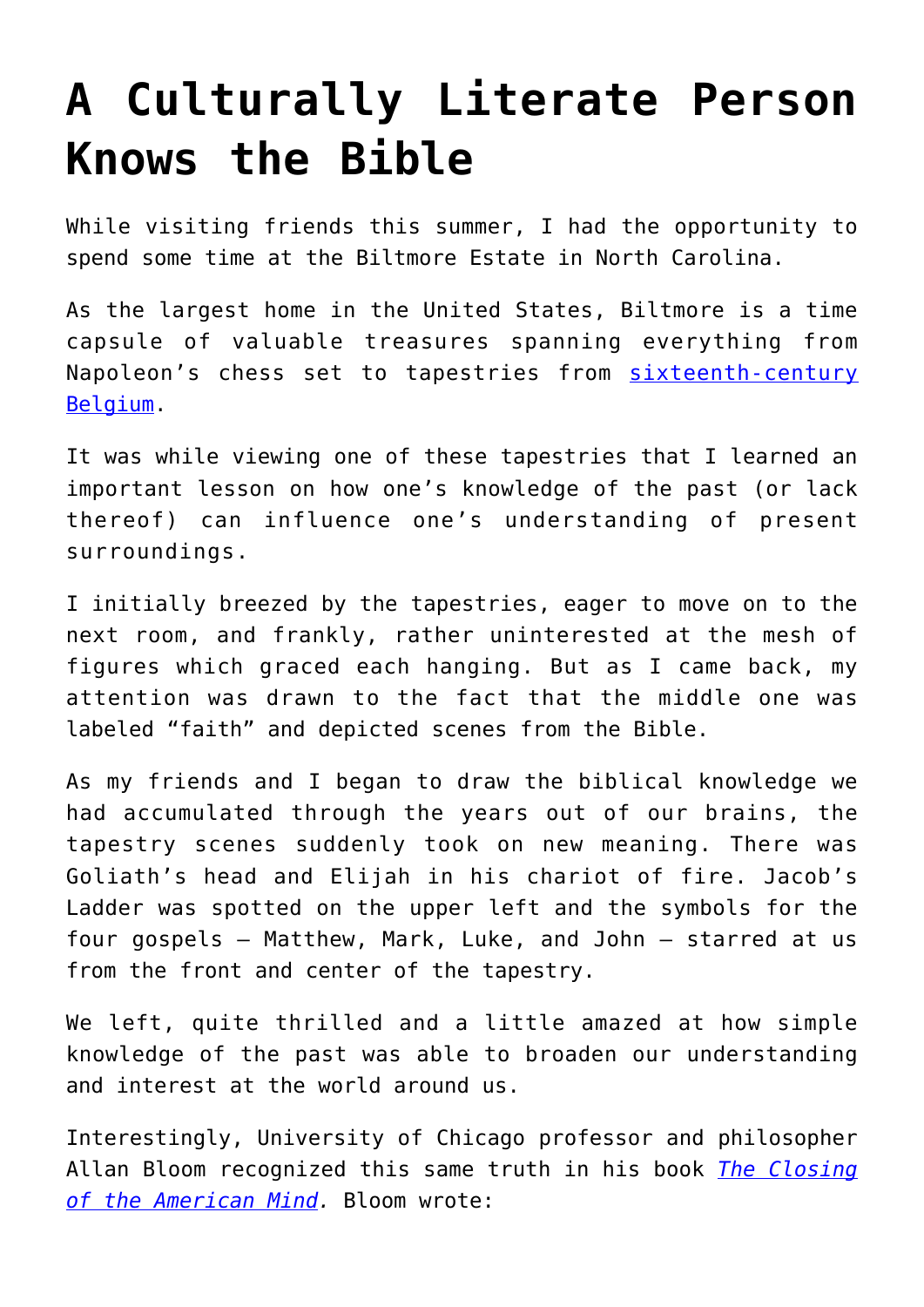# A Culturally Literate Person Knows the Bible

While visiting friends this summer, I had the opportunity to spend some time at the Biltmore Estate in North Carolina.

As the largest home in the United States, Biltmore is a time capsule of valuable treasures spanning everything from Napoleon's chess set to tapestries from sixteenth-century Belgium.

It was while viewing one of these tapestries that I learned an important lesson on how one's knowledge of the past (or lack thereof) can influence one's understanding of present surroundings.

I initially breezed by the tapestries, eager to move on to the next room, and frankly, rather uninterested at the mesh of figures which graced each hanging. But as I came back, my attention was drawn to the fact that the middle one was labeled "faith" and depicted scenes from the Bible.

As my friends and I began to draw the biblical knowledge we had accumulated through the years out of our brains, the tapestry scenes suddenly took on new meaning. There was Goliath's head and Elijah in his chariot of fire. Jacob's Ladder was spotted on the upper left and the symbols for the four gospels – Matthew, Mark, Luke, and John – starred at us from the front and center of the tapestry.

We left, quite thrilled and a little amazed at how simple knowledge of the past was able to broaden our understanding and interest at the world around us.

Interestingly, University of Chicago professor and philosopher Allan Bloom recognized this same truth in his book *The Closing of the American Mind.* Bloom wrote: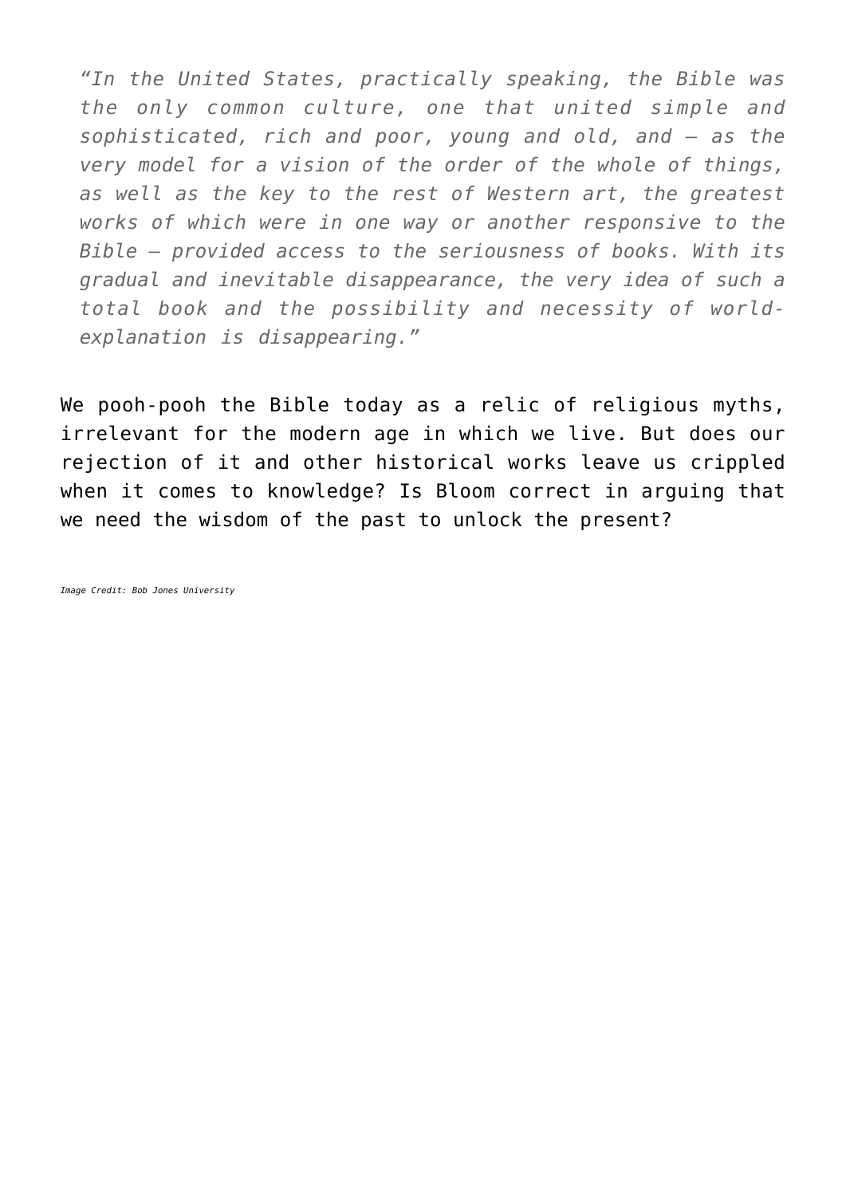> *"In the United States, practically speaking, the Bible was the only common culture, one that united simple and sophisticated, rich and poor, young and old, and – as the very model for a vision of the order of the whole of things, as well as the key to the rest of Western art, the greatest works of which were in one way or another responsive to the Bible – provided access to the seriousness of books. With its gradual and inevitable disappearance, the very idea of such a total book and the possibility and necessity of world-explanation is disappearing."*

We pooh-pooh the Bible today as a relic of religious myths, irrelevant for the modern age in which we live. But does our rejection of it and other historical works leave us crippled when it comes to knowledge? Is Bloom correct in arguing that we need the wisdom of the past to unlock the present?

*Image Credit: Bob Jones University*